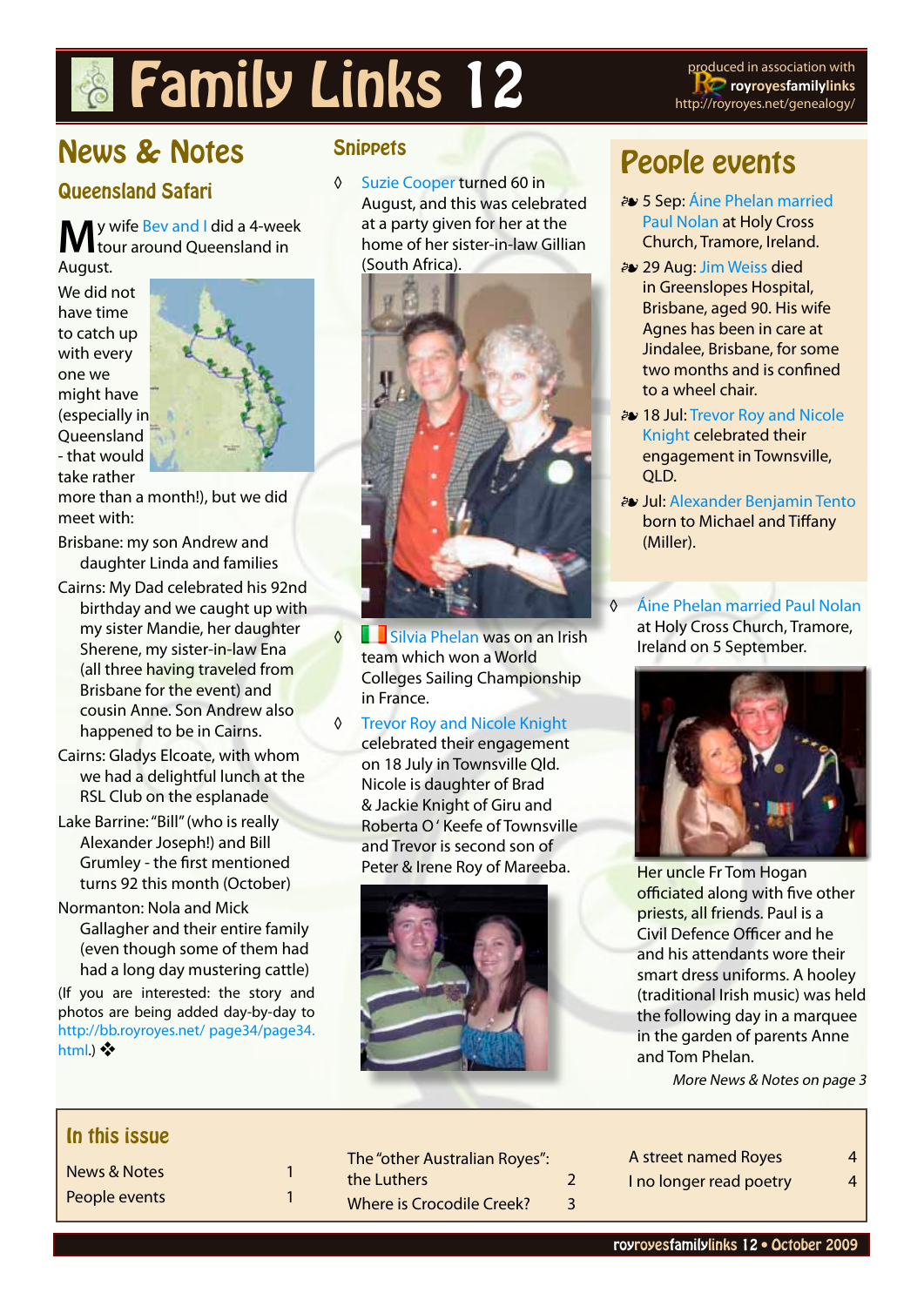# Family Links 12

produced in association with **royroyesfamilylinks** http://royroyes.net/genealogy/

## News & Notes

### Queensland Safari

My wife Bev and I did a 4-week tour around Queensland in August.

We did not have time to catch up with every one we might have (especially in Queensland - that would take rather more than a month!), but we did meet with:

Brisbane: my son Andrew and daughter Linda and families

Cairns: My Dad celebrated his 92nd birthday and we caught up with my sister Mandie, her daughter Sherene, my sister-in-law Ena (all three having traveled from Brisbane for the event) and cousin Anne. Son Andrew also happened to be in Cairns.

Cairns: Gladys Elcoate, with whom we had a delightful lunch at the RSL Club on the esplanade

Lake Barrine: "Bill" (who is really Alexander Joseph!) and Bill Grumley - the first mentioned turns 92 this month (October)

Normanton: Nola and Mick Gallagher and their entire family (even though some of them had had a long day mustering cattle)

(If you are interested: the story and photos are being added day-by-day to http://bb.royroyes.net/ page34/page34.html.) ❖

### Snippets

◊ Suzie Cooper turned 60 in August, and this was celebrated at a party given for her at the home of her sister-in-law Gillian (South Africa).

◊ Silvia Phelan was on an Irish team which won a World Colleges Sailing Championship in France.

◊ Trevor Roy and Nicole Knight celebrated their engagement on 18 July in Townsville Qld. Nicole is daughter of Brad & Jackie Knight of Giru and Roberta O'Keefe of Townsville and Trevor is second son of Peter & Irene Roy of Mareeba.

## People events

- 5 Sep: Áine Phelan married Paul Nolan at Holy Cross Church, Tramore, Ireland.
- 29 Aug: Jim Weiss died in Greenslopes Hospital, Brisbane, aged 90. His wife Agnes has been in care at Jindalee, Brisbane, for some two months and is confined to a wheel chair.
- 18 Jul: Trevor Roy and Nicole Knight celebrated their engagement in Townsville, QLD.
- Jul: Alexander Benjamin Tento born to Michael and Tiffany (Miller).

◊ Áine Phelan married Paul Nolan at Holy Cross Church, Tramore, Ireland on 5 September.

Her uncle Fr Tom Hogan officiated along with five other priests, all friends. Paul is a Civil Defence Officer and he and his attendants wore their smart dress uniforms. A hooley (traditional Irish music) was held the following day in a marquee in the garden of parents Anne and Tom Phelan.

*More News & Notes on page 3*

### In this issue

| | |
|---|---|
| News & Notes | 1 |
| People events | 1 |
| The "other Australian Royes": the Luthers | 2 |
| Where is Crocodile Creek? | 3 |
| A street named Royes | 4 |
| I no longer read poetry | 4 |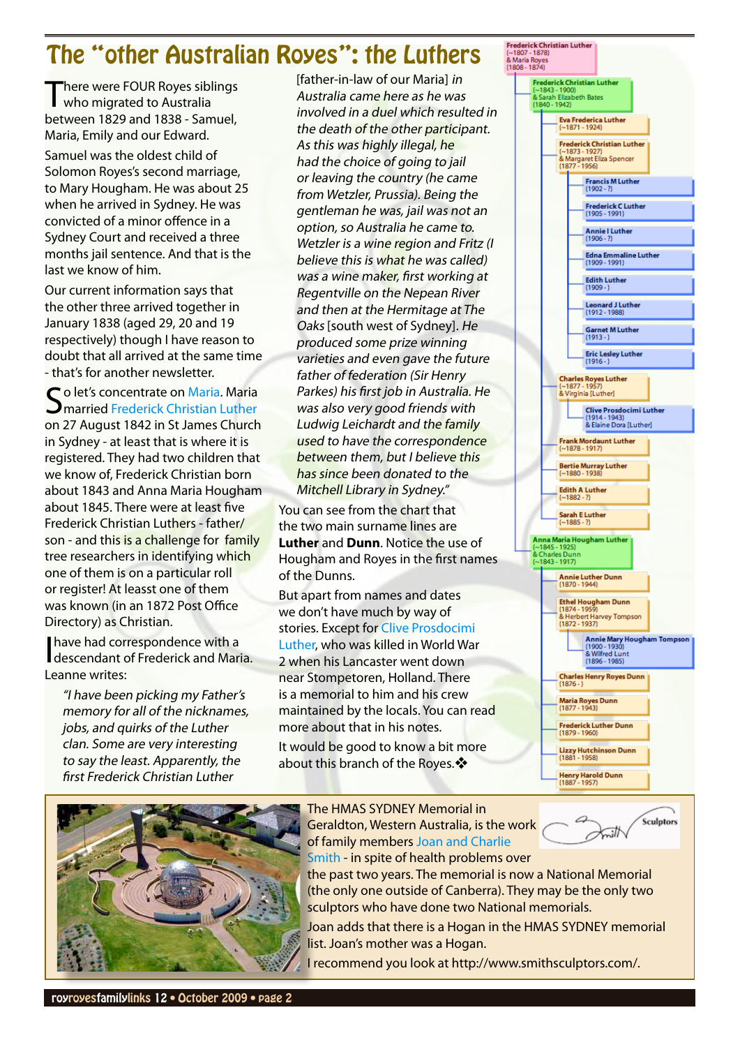# The "other Australian Royes": the Luthers

There were FOUR Royes siblings who migrated to Australia between 1829 and 1838 - Samuel, Maria, Emily and our Edward.

Samuel was the oldest child of Solomon Royes's second marriage, to Mary Hougham. He was about 25 when he arrived in Sydney. He was convicted of a minor offence in a Sydney Court and received a three months jail sentence. And that is the last we know of him.

Our current information says that the other three arrived together in January 1838 (aged 29, 20 and 19 respectively) though I have reason to doubt that all arrived at the same time - that's for another newsletter.

So let's concentrate on Maria. Maria married Frederick Christian Luther on 27 August 1842 in St James Church in Sydney - at least that is where it is registered. They had two children that we know of, Frederick Christian born about 1843 and Anna Maria Hougham about 1845. There were at least five Frederick Christian Luthers - father/son - and this is a challenge for family tree researchers in identifying which one of them is on a particular roll or register! At leasst one of them was known (in an 1872 Post Office Directory) as Christian.

I have had correspondence with a descendant of Frederick and Maria. Leanne writes:

> *"I have been picking my Father's memory for all of the nicknames, jobs, and quirks of the Luther clan. Some are very interesting to say the least. Apparently, the first Frederick Christian Luther* [father-in-law of our Maria] *in Australia came here as he was involved in a duel which resulted in the death of the other participant. As this was highly illegal, he had the choice of going to jail or leaving the country (he came from Wetzler, Prussia). Being the gentleman he was, jail was not an option, so Australia he came to. Wetzler is a wine region and Fritz (I believe this is what he was called) was a wine maker, first working at Regentville on the Nepean River and then at the Hermitage at The Oaks* [south west of Sydney]. *He produced some prize winning varieties and even gave the future father of federation (Sir Henry Parkes) his first job in Australia. He was also very good friends with Ludwig Leichardt and the family used to have the correspondence between them, but I believe this has since been donated to the Mitchell Library in Sydney."*

You can see from the chart that the two main surname lines are **Luther** and **Dunn**. Notice the use of Hougham and Royes in the first names of the Dunns.

But apart from names and dates we don't have much by way of stories. Except for Clive Prosdocimi Luther, who was killed in World War 2 when his Lancaster went down near Stompetoren, Holland. There is a memorial to him and his crew maintained by the locals. You can read more about that in his notes.

It would be good to know a bit more about this branch of the Royes.❖

- **Frederick Christian Luther** (~1807 - 1878) & Maria Royes (1808 - 1874)
  - **Frederick Christian Luther** (~1843 - 1900) & Sarah Elizabeth Bates (1840 - 1942)
    - **Eva Frederica Luther** (~1871 - 1924)
    - **Frederick Christian Luther** (~1873 - 1927) & Margaret Eliza Spencer (1877 - 1956)
      - **Francis M Luther** (1902 - ?)
      - **Frederick C Luther** (1905 - 1991)
      - **Annie I Luther** (1906 - ?)
      - **Edna Emmaline Luther** (1909 - 1991)
      - **Edith Luther** (1909 - )
      - **Leonard J Luther** (1912 - 1988)
      - **Garnet M Luther** (1913 - )
      - **Eric Lesley Luther** (1916 - )
    - **Charles Royes Luther** (~1877 - 1957) & Virginia [Luther]
      - **Clive Prosdocimi Luther** (1914 - 1943) & Elaine Dora [Luther]
    - **Frank Mordaunt Luther** (~1878 - 1917)
    - **Bertie Murray Luther** (~1880 - 1938)
    - **Edith A Luther** (~1882 - ?)
    - **Sarah E Luther** (~1885 - ?)
  - **Anna Maria Hougham Luther** (~1845 - 1925) & Charles Dunn (~1843 - 1917)
    - **Annie Luther Dunn** (1870 - 1944)
    - **Ethel Hougham Dunn** (1874 - 1959) & Herbert Harvey Tompson (1872 - 1937)
      - **Annie Mary Hougham Tompson** (1900 - 1930) & Wilfred Lunt (1896 - 1985)
    - **Charles Henry Royes Dunn** (1876 - )
    - **Maria Royes Dunn** (1877 - 1943)
    - **Frederick Luther Dunn** (1879 - 1960)
    - **Lizzy Hutchinson Dunn** (1881 - 1958)
    - **Henry Harold Dunn** (1887 - 1957)

---

The HMAS SYDNEY Memorial in Geraldton, Western Australia, is the work of family members Joan and Charlie Smith - in spite of health problems over the past two years. The memorial is now a National Memorial (the only one outside of Canberra). They may be the only two sculptors who have done two National memorials.

Joan adds that there is a Hogan in the HMAS SYDNEY memorial list. Joan's mother was a Hogan.

I recommend you look at http://www.smithsculptors.com/.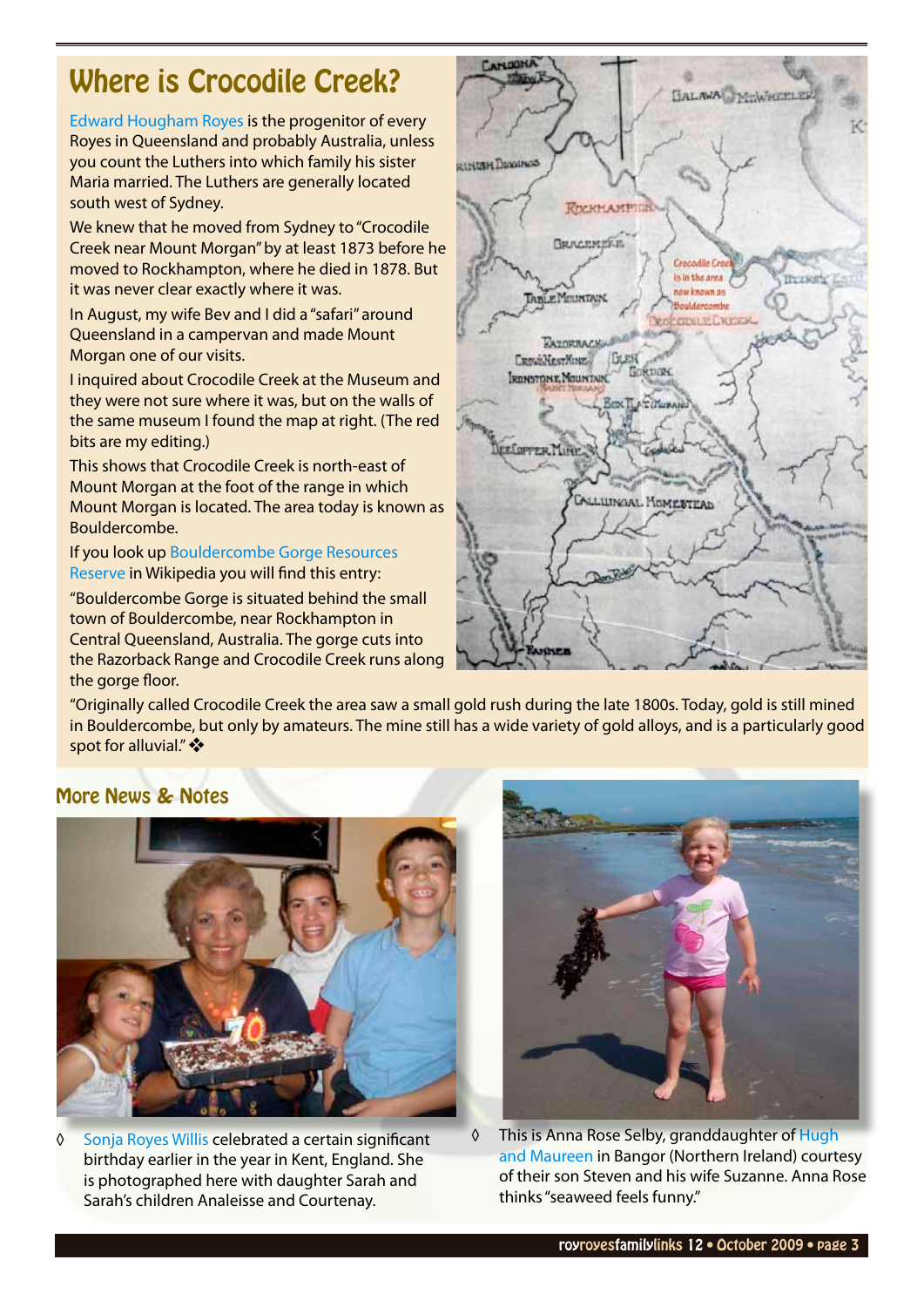## Where is Crocodile Creek?

Edward Hougham Royes is the progenitor of every Royes in Queensland and probably Australia, unless you count the Luthers into which family his sister Maria married. The Luthers are generally located south west of Sydney.

We knew that he moved from Sydney to "Crocodile Creek near Mount Morgan" by at least 1873 before he moved to Rockhampton, where he died in 1878. But it was never clear exactly where it was.

In August, my wife Bev and I did a "safari" around Queensland in a campervan and made Mount Morgan one of our visits.

I inquired about Crocodile Creek at the Museum and they were not sure where it was, but on the walls of the same museum I found the map at right. (The red bits are my editing.)

This shows that Crocodile Creek is north-east of Mount Morgan at the foot of the range in which Mount Morgan is located. The area today is known as Bouldercombe.

If you look up Bouldercombe Gorge Resources Reserve in Wikipedia you will find this entry:

"Bouldercombe Gorge is situated behind the small town of Bouldercombe, near Rockhampton in Central Queensland, Australia. The gorge cuts into the Razorback Range and Crocodile Creek runs along the gorge floor.

"Originally called Crocodile Creek the area saw a small gold rush during the late 1800s. Today, gold is still mined in Bouldercombe, but only by amateurs. The mine still has a wide variety of gold alloys, and is a particularly good spot for alluvial." ❖

## More News & Notes

- Sonja Royes Willis celebrated a certain significant birthday earlier in the year in Kent, England. She is photographed here with daughter Sarah and Sarah's children Analeisse and Courtenay.

- This is Anna Rose Selby, granddaughter of Hugh and Maureen in Bangor (Northern Ireland) courtesy of their son Steven and his wife Suzanne. Anna Rose thinks "seaweed feels funny."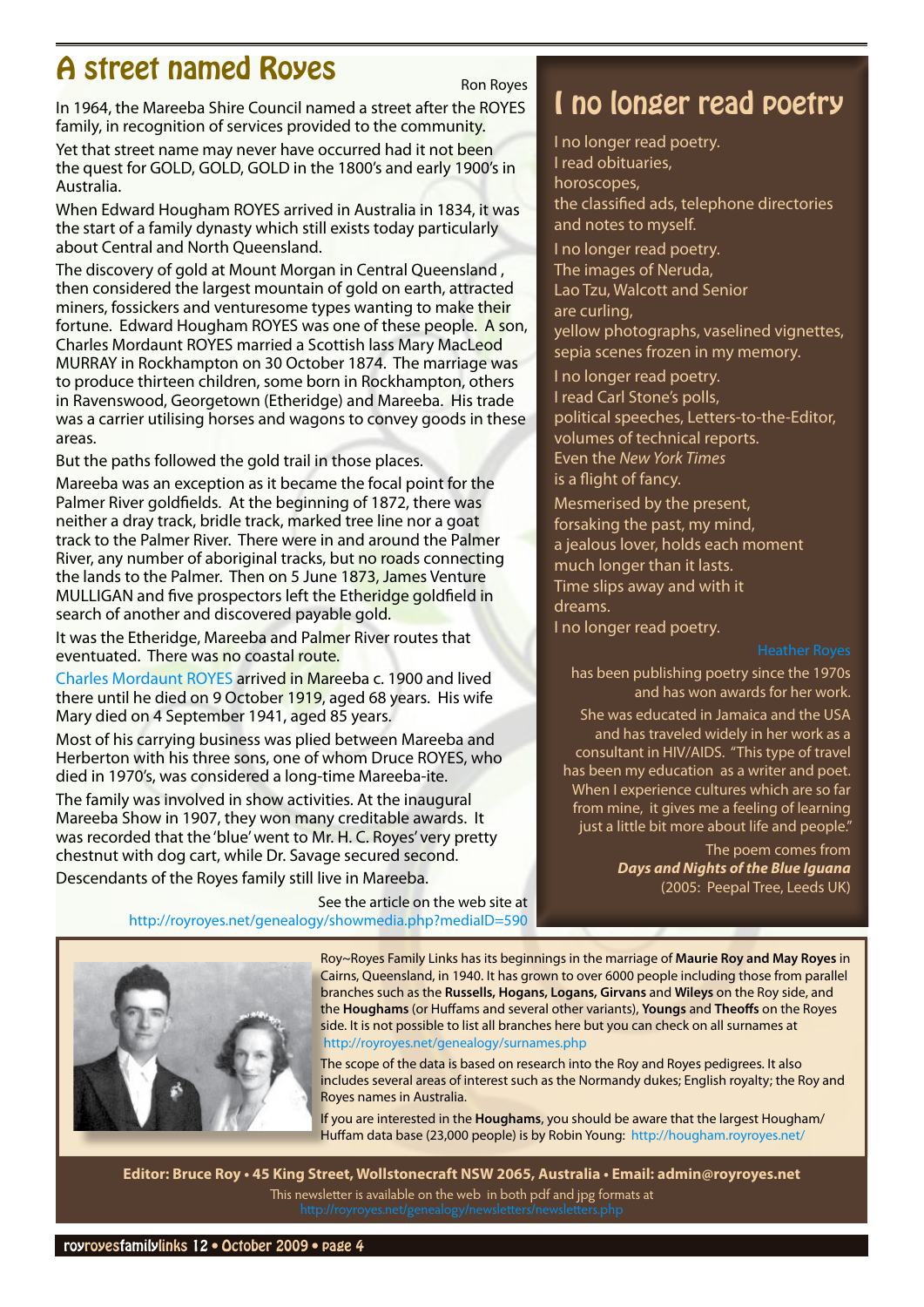# A street named Royes

Ron Royes

In 1964, the Mareeba Shire Council named a street after the ROYES family, in recognition of services provided to the community.

Yet that street name may never have occurred had it not been the quest for GOLD, GOLD, GOLD in the 1800's and early 1900's in Australia.

When Edward Hougham ROYES arrived in Australia in 1834, it was the start of a family dynasty which still exists today particularly about Central and North Queensland.

The discovery of gold at Mount Morgan in Central Queensland , then considered the largest mountain of gold on earth, attracted miners, fossickers and venturesome types wanting to make their fortune. Edward Hougham ROYES was one of these people. A son, Charles Mordaunt ROYES married a Scottish lass Mary MacLeod MURRAY in Rockhampton on 30 October 1874. The marriage was to produce thirteen children, some born in Rockhampton, others in Ravenswood, Georgetown (Etheridge) and Mareeba. His trade was a carrier utilising horses and wagons to convey goods in these areas.

But the paths followed the gold trail in those places.

Mareeba was an exception as it became the focal point for the Palmer River goldfields. At the beginning of 1872, there was neither a dray track, bridle track, marked tree line nor a goat track to the Palmer River. There were in and around the Palmer River, any number of aboriginal tracks, but no roads connecting the lands to the Palmer. Then on 5 June 1873, James Venture MULLIGAN and five prospectors left the Etheridge goldfield in search of another and discovered payable gold.

It was the Etheridge, Mareeba and Palmer River routes that eventuated. There was no coastal route.

Charles Mordaunt ROYES arrived in Mareeba c. 1900 and lived there until he died on 9 October 1919, aged 68 years. His wife Mary died on 4 September 1941, aged 85 years.

Most of his carrying business was plied between Mareeba and Herberton with his three sons, one of whom Druce ROYES, who died in 1970's, was considered a long-time Mareeba-ite.

The family was involved in show activities. At the inaugural Mareeba Show in 1907, they won many creditable awards. It was recorded that the 'blue' went to Mr. H. C. Royes' very pretty chestnut with dog cart, while Dr. Savage secured second.

Descendants of the Royes family still live in Mareeba.

See the article on the web site at
http://royroyes.net/genealogy/showmedia.php?mediaID=590

# I no longer read poetry

I no longer read poetry.
I read obituaries,
horoscopes,
the classified ads, telephone directories
and notes to myself.

I no longer read poetry.
The images of Neruda,
Lao Tzu, Walcott and Senior
are curling,
yellow photographs, vaselined vignettes,
sepia scenes frozen in my memory.

I no longer read poetry.
I read Carl Stone's polls,
political speeches, Letters-to-the-Editor,
volumes of technical reports.
Even the *New York Times*
is a flight of fancy.

Mesmerised by the present,
forsaking the past, my mind,
a jealous lover, holds each moment
much longer than it lasts.
Time slips away and with it
dreams.
I no longer read poetry.

Heather Royes

has been publishing poetry since the 1970s and has won awards for her work.

She was educated in Jamaica and the USA and has traveled widely in her work as a consultant in HIV/AIDS. "This type of travel has been my education as a writer and poet. When I experience cultures which are so far from mine, it gives me a feeling of learning just a little bit more about life and people."

The poem comes from ***Days and Nights of the Blue Iguana*** (2005: Peepal Tree, Leeds UK)

Roy~Royes Family Links has its beginnings in the marriage of **Maurie Roy and May Royes** in Cairns, Queensland, in 1940. It has grown to over 6000 people including those from parallel branches such as the **Russells, Hogans, Logans, Girvans** and **Wileys** on the Roy side, and the **Houghams** (or Huffams and several other variants), **Youngs** and **Theoffs** on the Royes side. It is not possible to list all branches here but you can check on all surnames at http://royroyes.net/genealogy/surnames.php

The scope of the data is based on research into the Roy and Royes pedigrees. It also includes several areas of interest such as the Normandy dukes; English royalty; the Roy and Royes names in Australia.

If you are interested in the **Houghams**, you should be aware that the largest Hougham/Huffam data base (23,000 people) is by Robin Young: http://hougham.royroyes.net/

**Editor: Bruce Roy • 45 King Street, Wollstonecraft NSW 2065, Australia • Email: admin@royroyes.net**

This newsletter is available on the web in both pdf and jpg formats at http://royroyes.net/genealogy/newsletters/newsletters.php